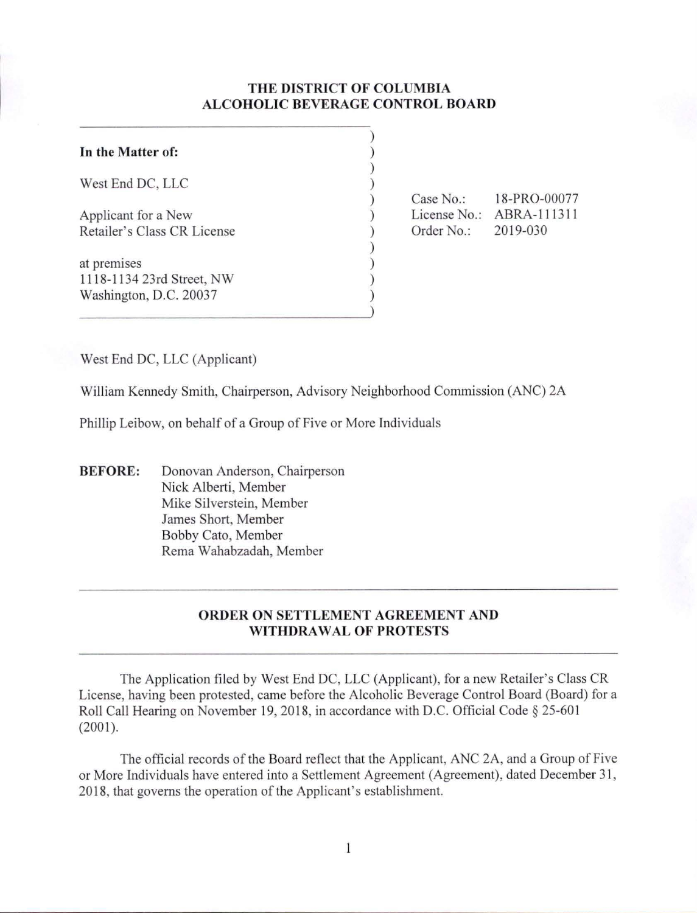**THE DISTRICT OF COLUMBIA**
**ALCOHOLIC BEVERAGE CONTROL BOARD**

| | |
|---|---|
| **In the Matter of:** | |
| West End DC, LLC | Case No.: 18-PRO-00077 |
| Applicant for a New Retailer's Class CR License | License No.: ABRA-111311 |
| | Order No.: 2019-030 |
| at premises 1118-1134 23rd Street, NW Washington, D.C. 20037 | |

West End DC, LLC (Applicant)

William Kennedy Smith, Chairperson, Advisory Neighborhood Commission (ANC) 2A

Phillip Leibow, on behalf of a Group of Five or More Individuals

**BEFORE:** Donovan Anderson, Chairperson
Nick Alberti, Member
Mike Silverstein, Member
James Short, Member
Bobby Cato, Member
Rema Wahabzadah, Member

---

**ORDER ON SETTLEMENT AGREEMENT AND WITHDRAWAL OF PROTESTS**

---

The Application filed by West End DC, LLC (Applicant), for a new Retailer's Class CR License, having been protested, came before the Alcoholic Beverage Control Board (Board) for a Roll Call Hearing on November 19, 2018, in accordance with D.C. Official Code § 25-601 (2001).

The official records of the Board reflect that the Applicant, ANC 2A, and a Group of Five or More Individuals have entered into a Settlement Agreement (Agreement), dated December 31, 2018, that governs the operation of the Applicant's establishment.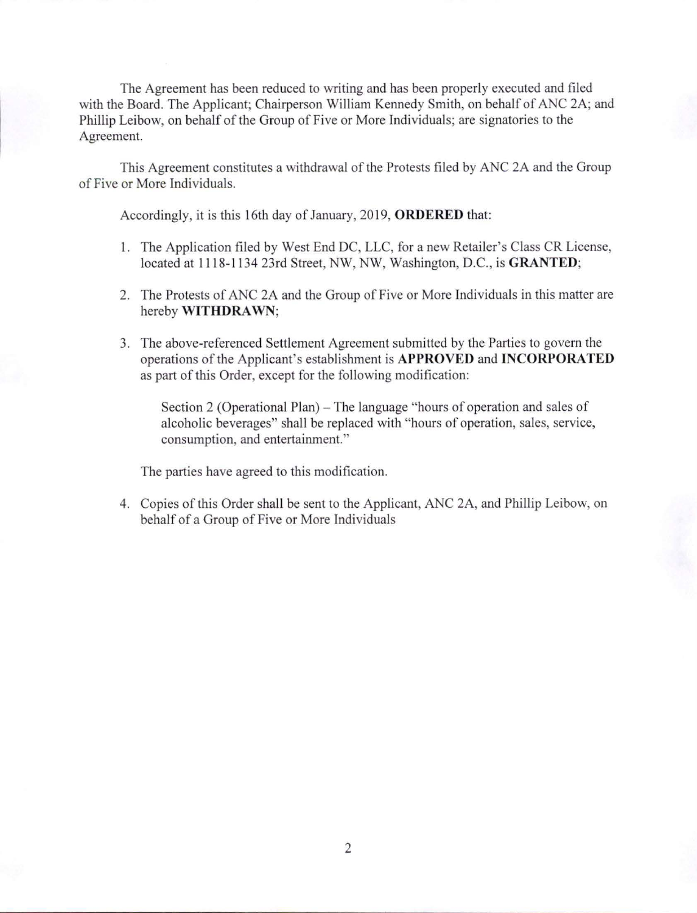The Agreement has been reduced to writing and has been properly executed and filed with the Board. The Applicant; Chairperson William Kennedy Smith, on behalf of ANC 2A; and Phillip Leibow, on behalf of the Group of Five or More Individuals; are signatories to the Agreement.

This Agreement constitutes a withdrawal of the Protests filed by ANC 2A and the Group of Five or More Individuals.

Accordingly, it is this 16th day of January, 2019, **ORDERED** that:

1. The Application filed by West End DC, LLC, for a new Retailer's Class CR License, located at 1118-1134 23rd Street, NW, NW, Washington, D.C., is **GRANTED**;

2. The Protests of ANC 2A and the Group of Five or More Individuals in this matter are hereby **WITHDRAWN**;

3. The above-referenced Settlement Agreement submitted by the Parties to govern the operations of the Applicant's establishment is **APPROVED** and **INCORPORATED** as part of this Order, except for the following modification:

   Section 2 (Operational Plan) – The language "hours of operation and sales of alcoholic beverages" shall be replaced with "hours of operation, sales, service, consumption, and entertainment."

   The parties have agreed to this modification.

4. Copies of this Order shall be sent to the Applicant, ANC 2A, and Phillip Leibow, on behalf of a Group of Five or More Individuals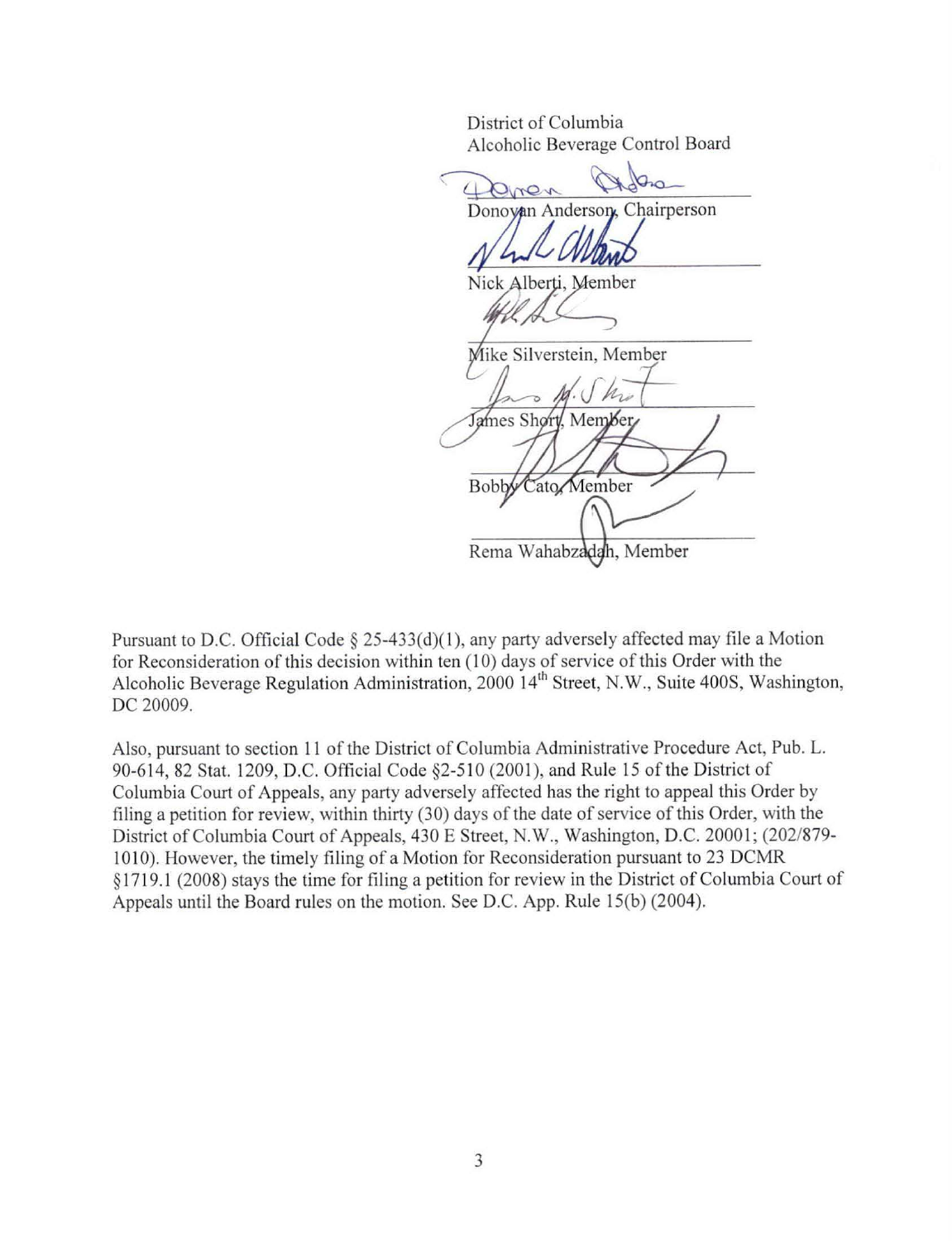District of Columbia
Alcoholic Beverage Control Board

Donovan Anderson, Chairperson

Nick Alberti, Member

Mike Silverstein, Member

James Short, Member

Bobby Cato, Member

Rema Wahabzadah, Member

Pursuant to D.C. Official Code § 25-433(d)(1), any party adversely affected may file a Motion for Reconsideration of this decision within ten (10) days of service of this Order with the Alcoholic Beverage Regulation Administration, 2000 14th Street, N.W., Suite 400S, Washington, DC 20009.

Also, pursuant to section 11 of the District of Columbia Administrative Procedure Act, Pub. L. 90-614, 82 Stat. 1209, D.C. Official Code §2-510 (2001), and Rule 15 of the District of Columbia Court of Appeals, any party adversely affected has the right to appeal this Order by filing a petition for review, within thirty (30) days of the date of service of this Order, with the District of Columbia Court of Appeals, 430 E Street, N.W., Washington, D.C. 20001; (202/879-1010). However, the timely filing of a Motion for Reconsideration pursuant to 23 DCMR §1719.1 (2008) stays the time for filing a petition for review in the District of Columbia Court of Appeals until the Board rules on the motion. See D.C. App. Rule 15(b) (2004).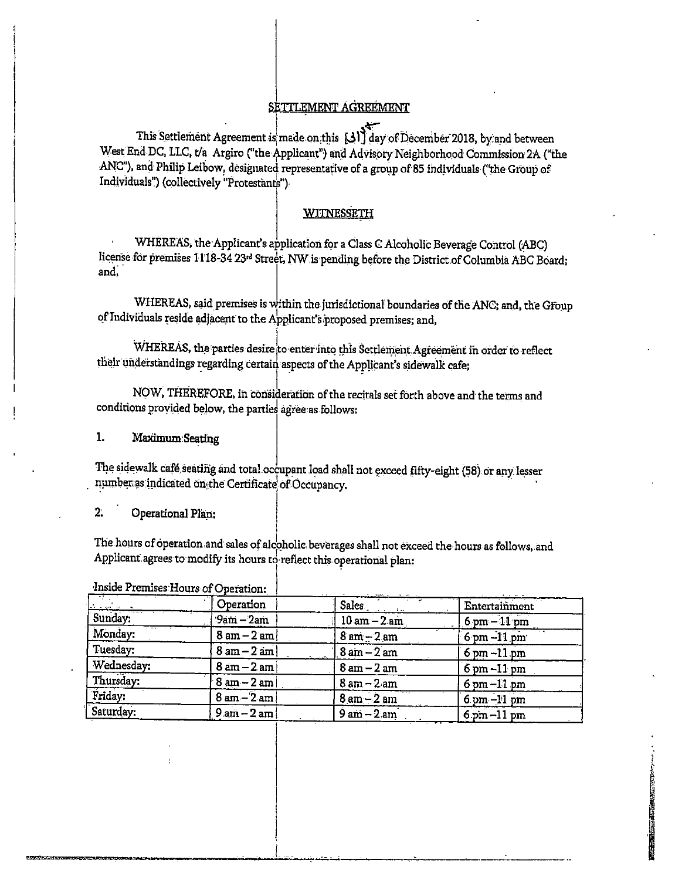## SETTLEMENT AGREEMENT

This Settlement Agreement is made on this [31st] day of December 2018, by and between West End DC, LLC, t/a Argiro ("the Applicant") and Advisory Neighborhood Commission 2A ("the ANC"), and Philip Leibow, designated representative of a group of 85 individuals ("the Group of Individuals") (collectively "Protestants").

## WITNESSETH

WHEREAS, the Applicant's application for a Class C Alcoholic Beverage Control (ABC) license for premises 1118-34 23rd Street, NW is pending before the District of Columbia ABC Board; and,

WHEREAS, said premises is within the jurisdictional boundaries of the ANC; and, the Group of Individuals reside adjacent to the Applicant's proposed premises; and,

WHEREAS, the parties desire to enter into this Settlement Agreement in order to reflect their understandings regarding certain aspects of the Applicant's sidewalk cafe;

NOW, THEREFORE, in consideration of the recitals set forth above and the terms and conditions provided below, the parties agree as follows:

### 1. Maximum Seating

The sidewalk café seating and total occupant load shall not exceed fifty-eight (58) or any lesser number as indicated on the Certificate of Occupancy.

### 2. Operational Plan:

The hours of operation and sales of alcoholic beverages shall not exceed the hours as follows, and Applicant agrees to modify its hours to reflect this operational plan:

Inside Premises Hours of Operation:

| | Operation | Sales | Entertainment |
|---|---|---|---|
| Sunday: | 9am – 2am | 10 am – 2 am | 6 pm – 11 pm |
| Monday: | 8 am – 2 am | 8 am – 2 am | 6 pm –11 pm |
| Tuesday: | 8 am – 2 am | 8 am – 2 am | 6 pm –11 pm |
| Wednesday: | 8 am – 2 am | 8 am – 2 am | 6 pm –11 pm |
| Thursday: | 8 am – 2 am | 8 am – 2 am | 6 pm –11 pm |
| Friday: | 8 am – 2 am | 8 am – 2 am | 6 pm –11 pm |
| Saturday: | 9 am – 2 am | 9 am – 2 am | 6 pm –11 pm |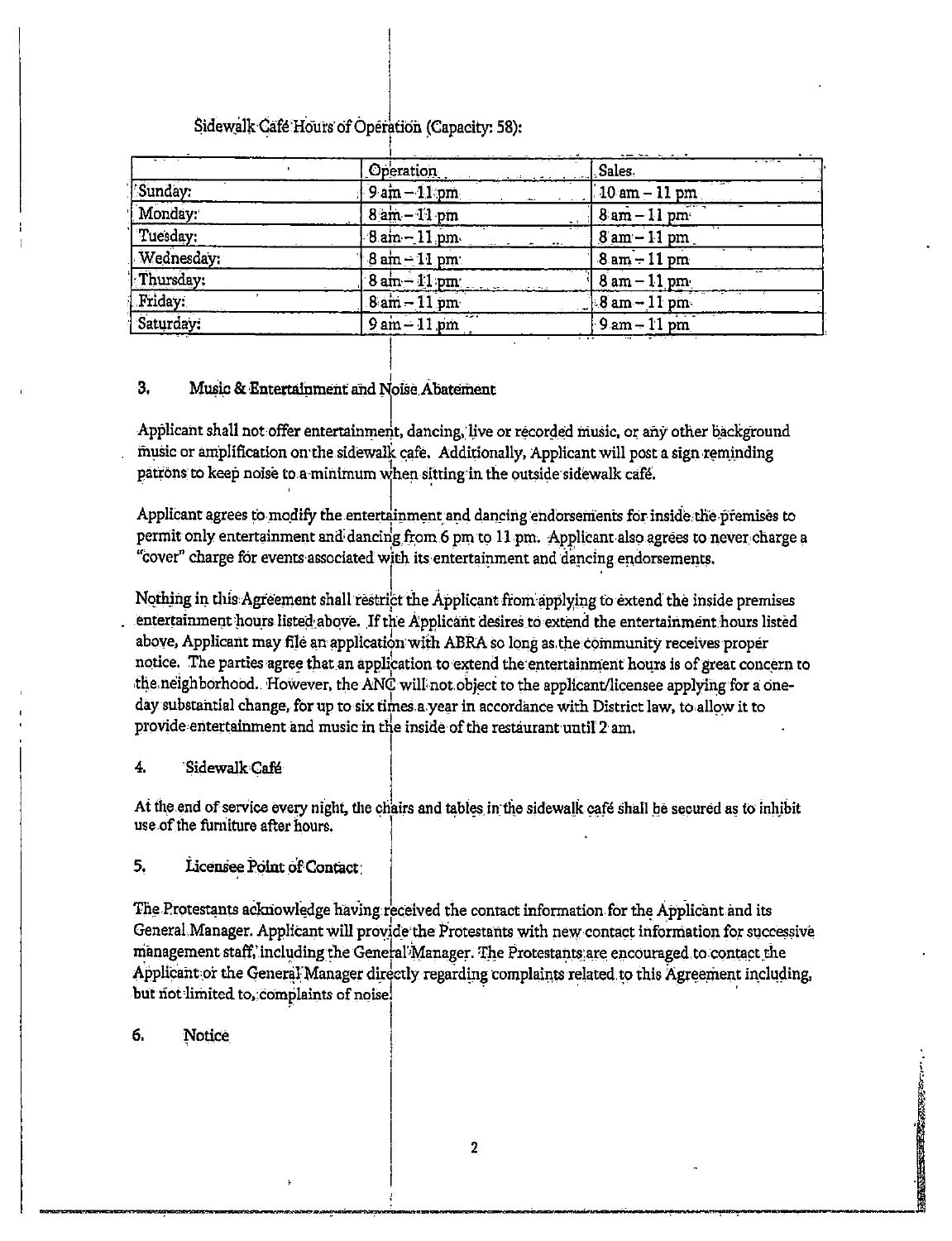Sidewalk Café Hours of Operation (Capacity: 58):

| | Operation | Sales |
|---|---|---|
| Sunday: | 9 am – 11 pm | 10 am – 11 pm |
| Monday: | 8 am – 11 pm | 8 am – 11 pm |
| Tuesday: | 8 am – 11 pm | 8 am – 11 pm |
| Wednesday: | 8 am – 11 pm | 8 am – 11 pm |
| Thursday: | 8 am – 11 pm | 8 am – 11 pm |
| Friday: | 8 am – 11 pm | 8 am – 11 pm |
| Saturday: | 9 am – 11 pm | 9 am – 11 pm |

### 3. Music & Entertainment and Noise Abatement

Applicant shall not offer entertainment, dancing, live or recorded music, or any other background music or amplification on the sidewalk cafe. Additionally, Applicant will post a sign reminding patrons to keep noise to a minimum when sitting in the outside sidewalk café.

Applicant agrees to modify the entertainment and dancing endorsements for inside the premises to permit only entertainment and dancing from 6 pm to 11 pm. Applicant also agrees to never charge a "cover" charge for events associated with its entertainment and dancing endorsements.

Nothing in this Agreement shall restrict the Applicant from applying to extend the inside premises entertainment hours listed above. If the Applicant desires to extend the entertainment hours listed above, Applicant may file an application with ABRA so long as the community receives proper notice. The parties agree that an application to extend the entertainment hours is of great concern to the neighborhood. However, the ANC will not object to the applicant/licensee applying for a one-day substantial change, for up to six times a year in accordance with District law, to allow it to provide entertainment and music in the inside of the restaurant until 2 am.

### 4. Sidewalk Café

At the end of service every night, the chairs and tables in the sidewalk café shall be secured as to inhibit use of the furniture after hours.

### 5. Licensee Point of Contact

The Protestants acknowledge having received the contact information for the Applicant and its General Manager. Applicant will provide the Protestants with new contact information for successive management staff, including the General Manager. The Protestants are encouraged to contact the Applicant or the General Manager directly regarding complaints related to this Agreement including, but not limited to, complaints of noise.

### 6. Notice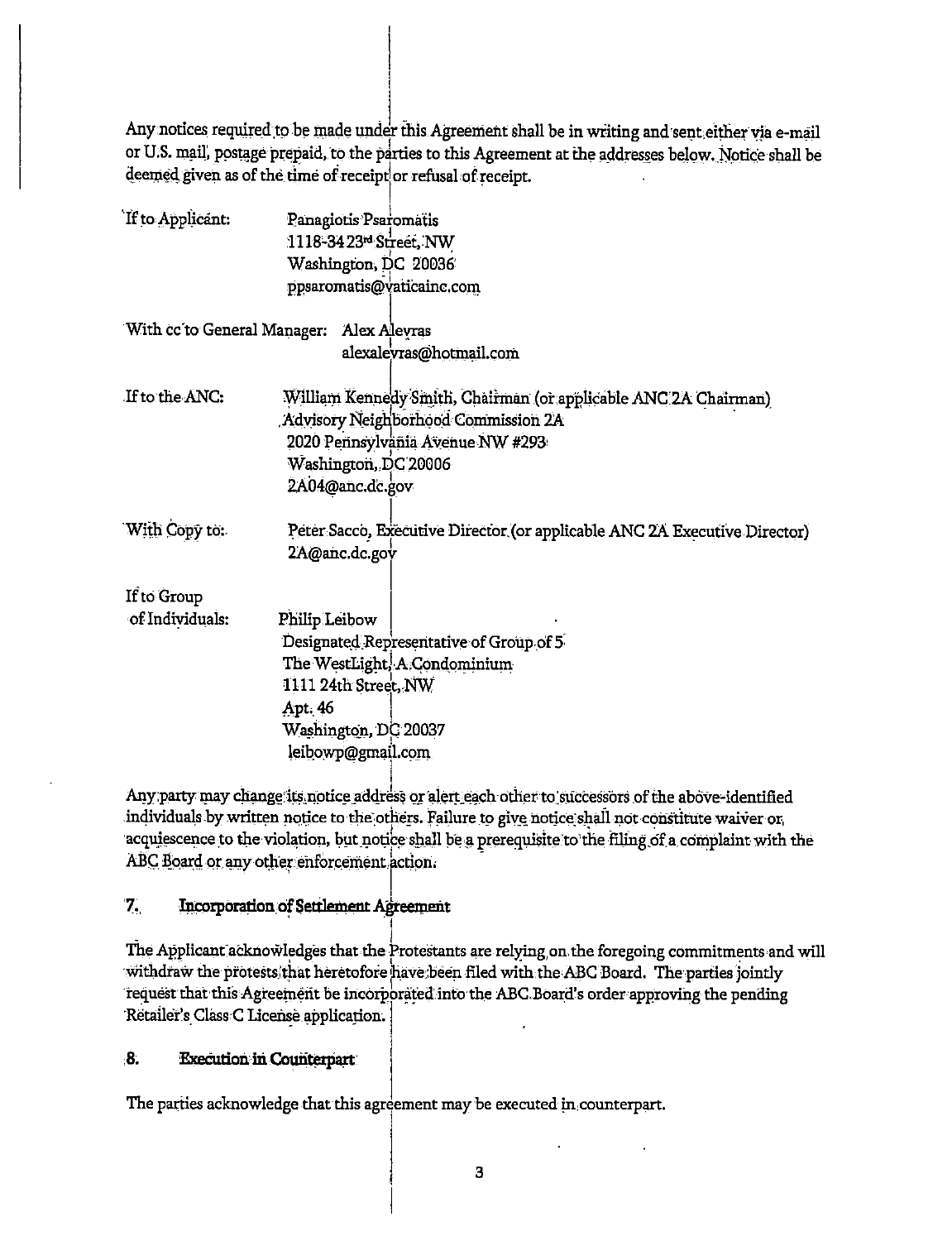Any notices required to be made under this Agreement shall be in writing and sent either via e-mail or U.S. mail, postage prepaid, to the parties to this Agreement at the addresses below. Notice shall be deemed given as of the time of receipt or refusal of receipt.

If to Applicant: Panagiotis Psaromatis
1118-34 23rd Street, NW
Washington, DC 20036
ppsaromatis@vaticainc.com

With cc to General Manager: Alex Alevras
alexalevras@hotmail.com

If to the ANC: William Kennedy Smith, Chairman (or applicable ANC 2A Chairman)
Advisory Neighborhood Commission 2A
2020 Pennsylvania Avenue NW #293
Washington, DC 20006
2A04@anc.dc.gov

With Copy to: Peter Sacco, Executive Director (or applicable ANC 2A Executive Director)
2A@anc.dc.gov

If to Group of Individuals: Philip Leibow
Designated Representative of Group of 5
The WestLight, A Condominium
1111 24th Street, NW
Apt. 46
Washington, DC 20037
leibowp@gmail.com

Any party may change its notice address or alert each other to successors of the above-identified individuals by written notice to the others. Failure to give notice shall not constitute waiver or acquiescence to the violation, but notice shall be a prerequisite to the filing of a complaint with the ABC Board or any other enforcement action.

## 7. Incorporation of Settlement Agreement

The Applicant acknowledges that the Protestants are relying on the foregoing commitments and will withdraw the protests that heretofore have been filed with the ABC Board. The parties jointly request that this Agreement be incorporated into the ABC Board's order approving the pending Retailer's Class C License application.

## 8. Execution in Counterpart

The parties acknowledge that this agreement may be executed in counterpart.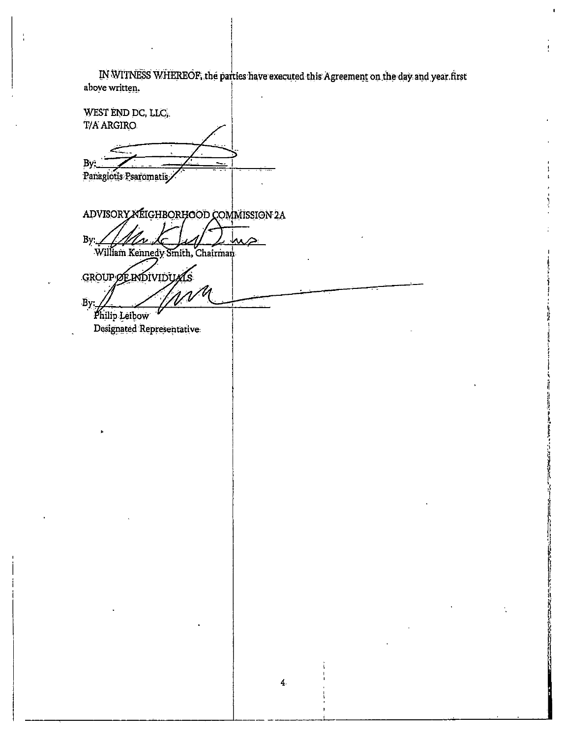IN WITNESS WHEREOF, the parties have executed this Agreement on the day and year first above written.

WEST END DC, LLC,
T/A ARGIRO

By: ______________________
Panagiotis Psaromatis

ADVISORY NEIGHBORHOOD COMMISSION 2A

By: ______________________
William Kennedy Smith, Chairman

GROUP OF INDIVIDUALS

By: ______________________
Philip Leibow
Designated Representative